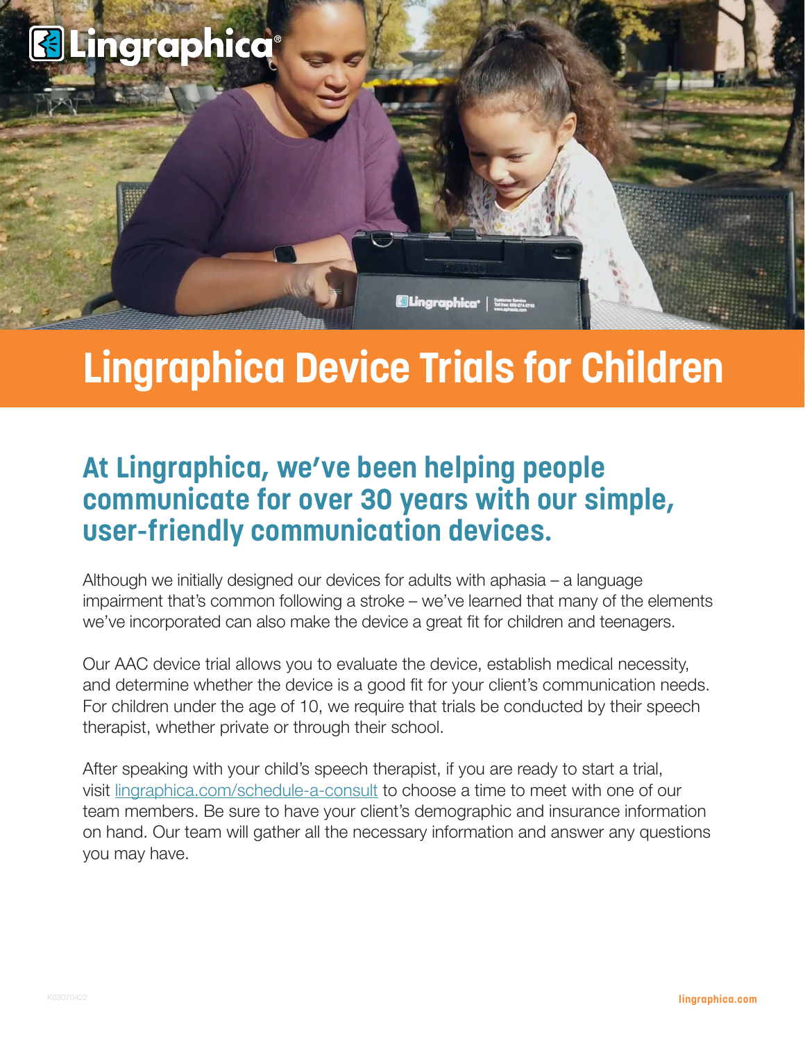# Lingraphica Device Trials for Children

## At Lingraphica, we've been helping people communicate for over 30 years with our simple, user-friendly communication devices.

Although we initially designed our devices for adults with aphasia – a language impairment that's common following a stroke – we've learned that many of the elements we've incorporated can also make the device a great fit for children and teenagers.

Our AAC device trial allows you to evaluate the device, establish medical necessity, and determine whether the device is a good fit for your client's communication needs. For children under the age of 10, we require that trials be conducted by their speech therapist, whether private or through their school.

After speaking with your child's speech therapist, if you are ready to start a trial, visit lingraphica.com/schedule-a-consult to choose a time to meet with one of our team members. Be sure to have your client's demographic and insurance information on hand. Our team will gather all the necessary information and answer any questions you may have.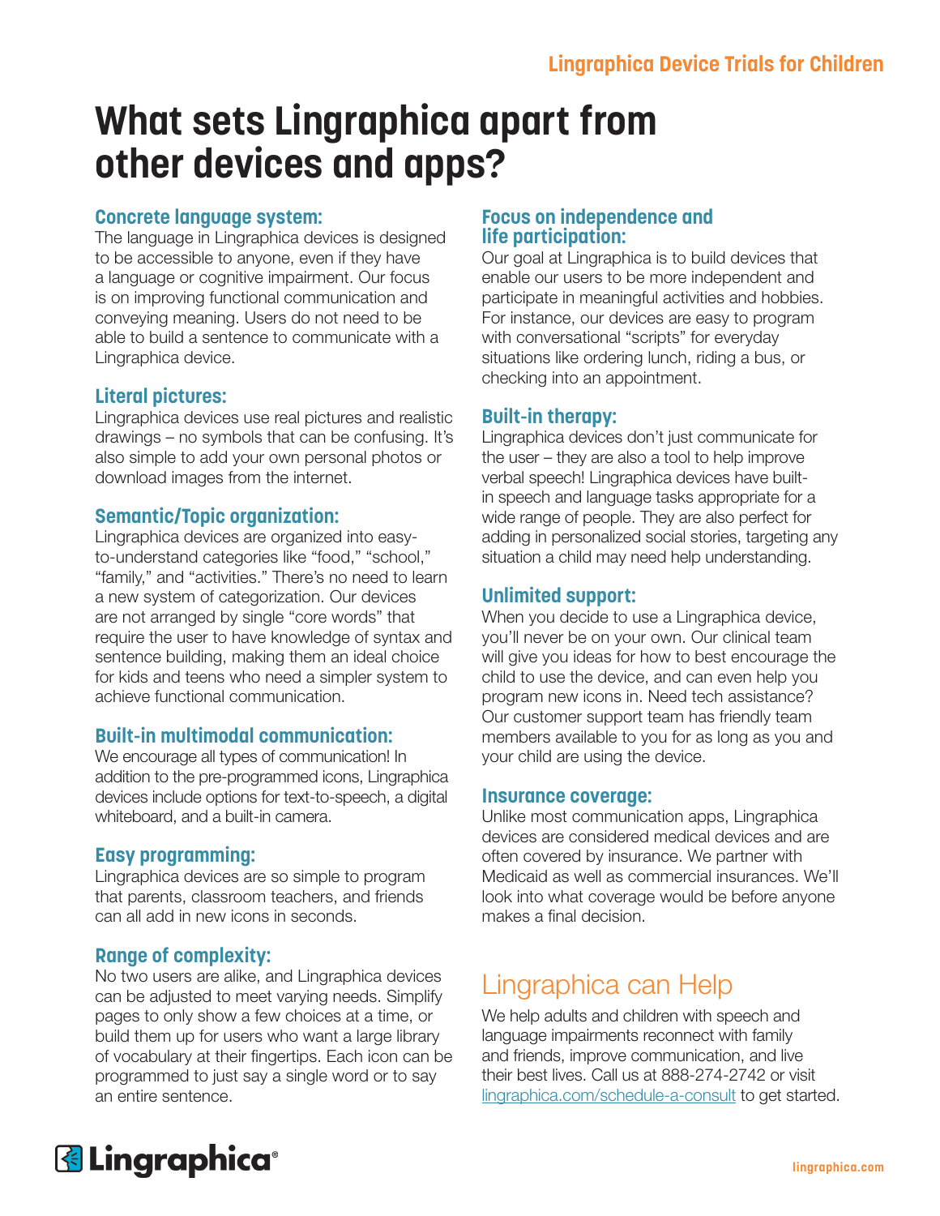# What sets Lingraphica apart from other devices and apps?

### Concrete language system:

The language in Lingraphica devices is designed to be accessible to anyone, even if they have a language or cognitive impairment. Our focus is on improving functional communication and conveying meaning. Users do not need to be able to build a sentence to communicate with a Lingraphica device.

### Literal pictures:

Lingraphica devices use real pictures and realistic drawings – no symbols that can be confusing. It's also simple to add your own personal photos or download images from the internet.

### Semantic/Topic organization:

Lingraphica devices are organized into easy-to-understand categories like "food," "school," "family," and "activities." There's no need to learn a new system of categorization. Our devices are not arranged by single "core words" that require the user to have knowledge of syntax and sentence building, making them an ideal choice for kids and teens who need a simpler system to achieve functional communication.

### Built-in multimodal communication:

We encourage all types of communication! In addition to the pre-programmed icons, Lingraphica devices include options for text-to-speech, a digital whiteboard, and a built-in camera.

### Easy programming:

Lingraphica devices are so simple to program that parents, classroom teachers, and friends can all add in new icons in seconds.

### Range of complexity:

No two users are alike, and Lingraphica devices can be adjusted to meet varying needs. Simplify pages to only show a few choices at a time, or build them up for users who want a large library of vocabulary at their fingertips. Each icon can be programmed to just say a single word or to say an entire sentence.

### Focus on independence and life participation:

Our goal at Lingraphica is to build devices that enable our users to be more independent and participate in meaningful activities and hobbies. For instance, our devices are easy to program with conversational "scripts" for everyday situations like ordering lunch, riding a bus, or checking into an appointment.

### Built-in therapy:

Lingraphica devices don't just communicate for the user – they are also a tool to help improve verbal speech! Lingraphica devices have built-in speech and language tasks appropriate for a wide range of people. They are also perfect for adding in personalized social stories, targeting any situation a child may need help understanding.

### Unlimited support:

When you decide to use a Lingraphica device, you'll never be on your own. Our clinical team will give you ideas for how to best encourage the child to use the device, and can even help you program new icons in. Need tech assistance? Our customer support team has friendly team members available to you for as long as you and your child are using the device.

### Insurance coverage:

Unlike most communication apps, Lingraphica devices are considered medical devices and are often covered by insurance. We partner with Medicaid as well as commercial insurances. We'll look into what coverage would be before anyone makes a final decision.

## Lingraphica can Help

We help adults and children with speech and language impairments reconnect with family and friends, improve communication, and live their best lives. Call us at 888-274-2742 or visit lingraphica.com/schedule-a-consult to get started.